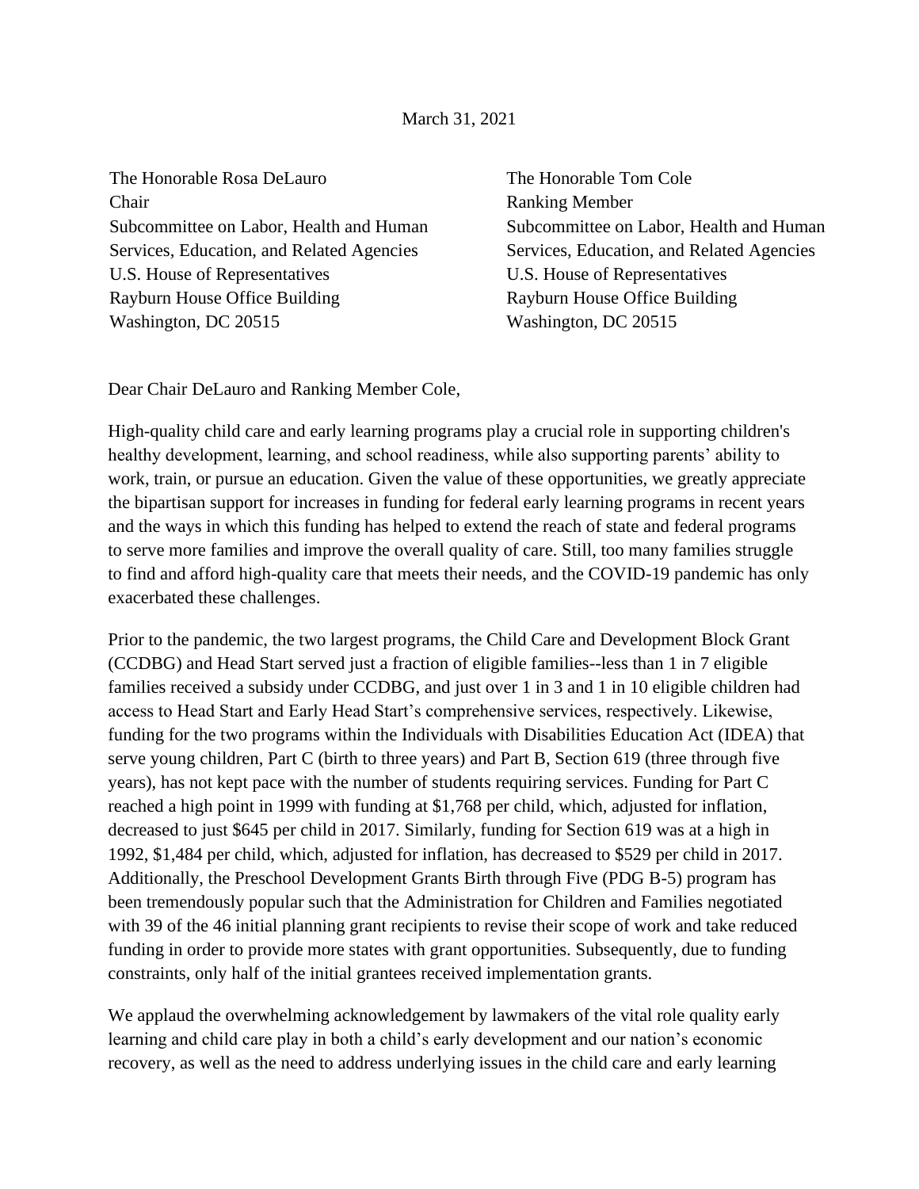March 31, 2021

The Honorable Rosa DeLauro
Chair
Subcommittee on Labor, Health and Human Services, Education, and Related Agencies
U.S. House of Representatives
Rayburn House Office Building
Washington, DC 20515

The Honorable Tom Cole
Ranking Member
Subcommittee on Labor, Health and Human Services, Education, and Related Agencies
U.S. House of Representatives
Rayburn House Office Building
Washington, DC 20515

Dear Chair DeLauro and Ranking Member Cole,

High-quality child care and early learning programs play a crucial role in supporting children's healthy development, learning, and school readiness, while also supporting parents' ability to work, train, or pursue an education. Given the value of these opportunities, we greatly appreciate the bipartisan support for increases in funding for federal early learning programs in recent years and the ways in which this funding has helped to extend the reach of state and federal programs to serve more families and improve the overall quality of care. Still, too many families struggle to find and afford high-quality care that meets their needs, and the COVID-19 pandemic has only exacerbated these challenges.

Prior to the pandemic, the two largest programs, the Child Care and Development Block Grant (CCDBG) and Head Start served just a fraction of eligible families--less than 1 in 7 eligible families received a subsidy under CCDBG, and just over 1 in 3 and 1 in 10 eligible children had access to Head Start and Early Head Start's comprehensive services, respectively. Likewise, funding for the two programs within the Individuals with Disabilities Education Act (IDEA) that serve young children, Part C (birth to three years) and Part B, Section 619 (three through five years), has not kept pace with the number of students requiring services. Funding for Part C reached a high point in 1999 with funding at $1,768 per child, which, adjusted for inflation, decreased to just $645 per child in 2017. Similarly, funding for Section 619 was at a high in 1992, $1,484 per child, which, adjusted for inflation, has decreased to $529 per child in 2017. Additionally, the Preschool Development Grants Birth through Five (PDG B-5) program has been tremendously popular such that the Administration for Children and Families negotiated with 39 of the 46 initial planning grant recipients to revise their scope of work and take reduced funding in order to provide more states with grant opportunities. Subsequently, due to funding constraints, only half of the initial grantees received implementation grants.

We applaud the overwhelming acknowledgement by lawmakers of the vital role quality early learning and child care play in both a child's early development and our nation's economic recovery, as well as the need to address underlying issues in the child care and early learning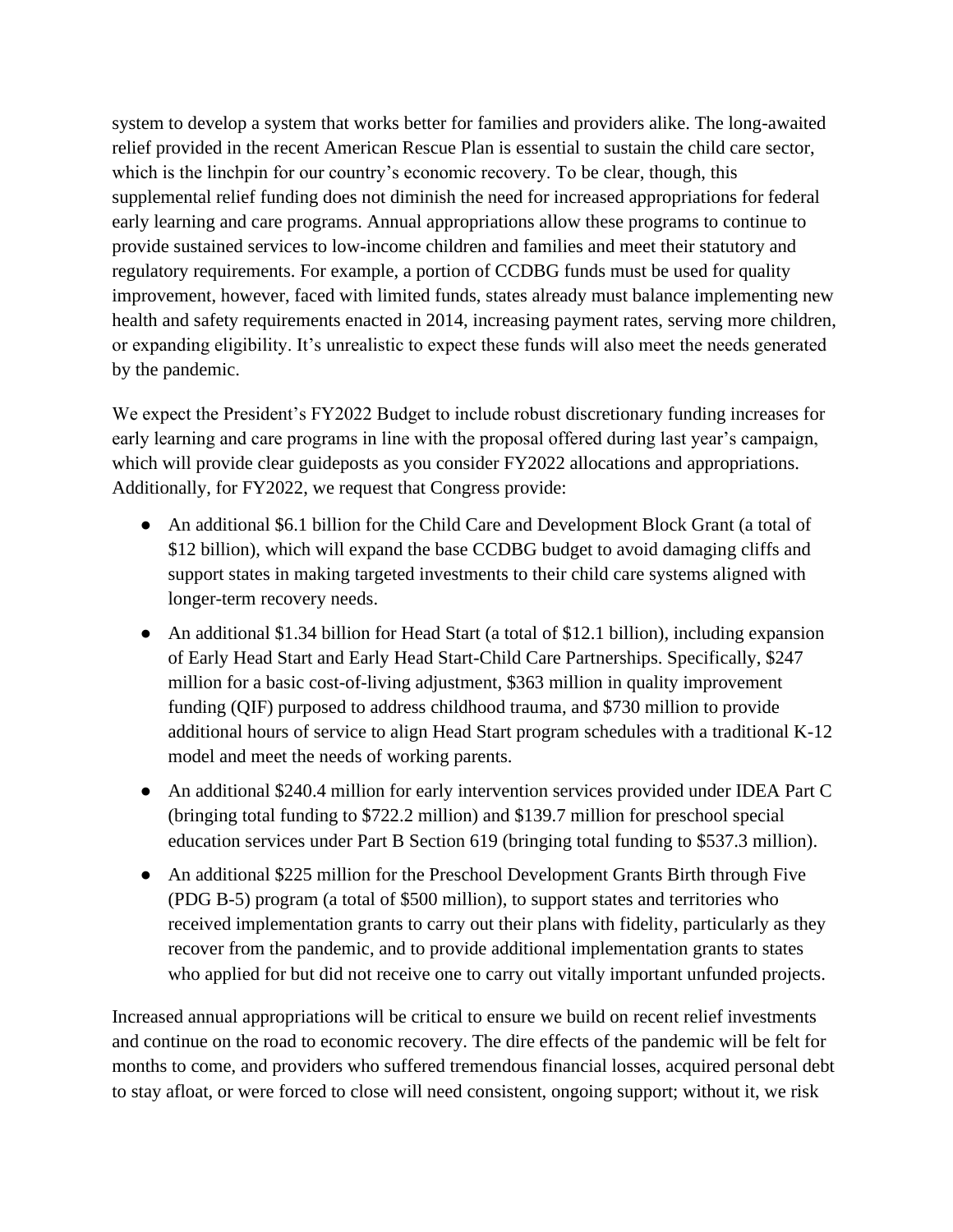system to develop a system that works better for families and providers alike. The long-awaited relief provided in the recent American Rescue Plan is essential to sustain the child care sector, which is the linchpin for our country's economic recovery. To be clear, though, this supplemental relief funding does not diminish the need for increased appropriations for federal early learning and care programs. Annual appropriations allow these programs to continue to provide sustained services to low-income children and families and meet their statutory and regulatory requirements. For example, a portion of CCDBG funds must be used for quality improvement, however, faced with limited funds, states already must balance implementing new health and safety requirements enacted in 2014, increasing payment rates, serving more children, or expanding eligibility. It's unrealistic to expect these funds will also meet the needs generated by the pandemic.

We expect the President's FY2022 Budget to include robust discretionary funding increases for early learning and care programs in line with the proposal offered during last year's campaign, which will provide clear guideposts as you consider FY2022 allocations and appropriations. Additionally, for FY2022, we request that Congress provide:

- An additional $6.1 billion for the Child Care and Development Block Grant (a total of $12 billion), which will expand the base CCDBG budget to avoid damaging cliffs and support states in making targeted investments to their child care systems aligned with longer-term recovery needs.
- An additional $1.34 billion for Head Start (a total of $12.1 billion), including expansion of Early Head Start and Early Head Start-Child Care Partnerships. Specifically, $247 million for a basic cost-of-living adjustment, $363 million in quality improvement funding (QIF) purposed to address childhood trauma, and $730 million to provide additional hours of service to align Head Start program schedules with a traditional K-12 model and meet the needs of working parents.
- An additional $240.4 million for early intervention services provided under IDEA Part C (bringing total funding to $722.2 million) and $139.7 million for preschool special education services under Part B Section 619 (bringing total funding to $537.3 million).
- An additional $225 million for the Preschool Development Grants Birth through Five (PDG B-5) program (a total of $500 million), to support states and territories who received implementation grants to carry out their plans with fidelity, particularly as they recover from the pandemic, and to provide additional implementation grants to states who applied for but did not receive one to carry out vitally important unfunded projects.

Increased annual appropriations will be critical to ensure we build on recent relief investments and continue on the road to economic recovery. The dire effects of the pandemic will be felt for months to come, and providers who suffered tremendous financial losses, acquired personal debt to stay afloat, or were forced to close will need consistent, ongoing support; without it, we risk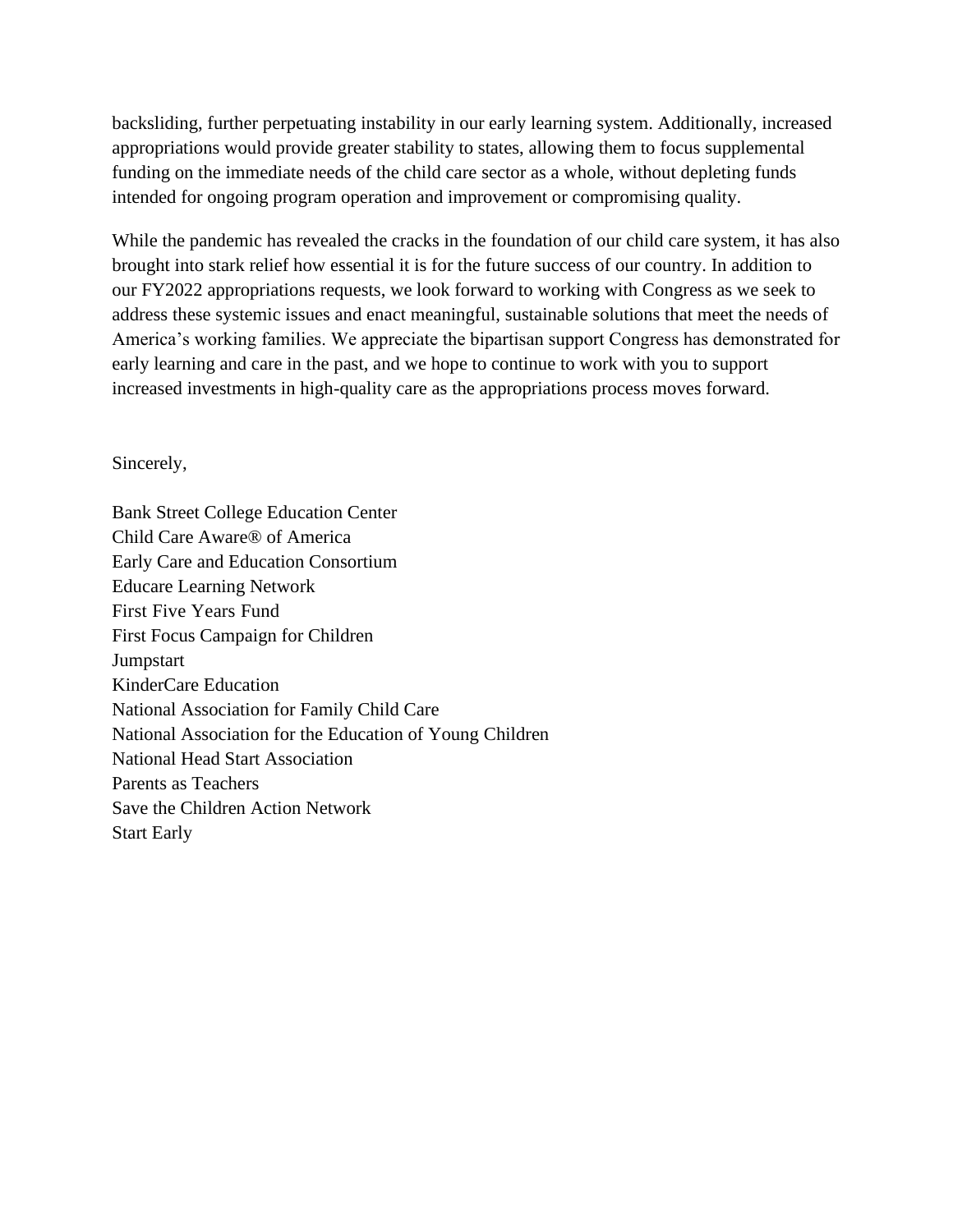backsliding, further perpetuating instability in our early learning system. Additionally, increased appropriations would provide greater stability to states, allowing them to focus supplemental funding on the immediate needs of the child care sector as a whole, without depleting funds intended for ongoing program operation and improvement or compromising quality.

While the pandemic has revealed the cracks in the foundation of our child care system, it has also brought into stark relief how essential it is for the future success of our country. In addition to our FY2022 appropriations requests, we look forward to working with Congress as we seek to address these systemic issues and enact meaningful, sustainable solutions that meet the needs of America's working families. We appreciate the bipartisan support Congress has demonstrated for early learning and care in the past, and we hope to continue to work with you to support increased investments in high-quality care as the appropriations process moves forward.

Sincerely,

Bank Street College Education Center  
Child Care Aware® of America  
Early Care and Education Consortium  
Educare Learning Network  
First Five Years Fund  
First Focus Campaign for Children  
Jumpstart  
KinderCare Education  
National Association for Family Child Care  
National Association for the Education of Young Children  
National Head Start Association  
Parents as Teachers  
Save the Children Action Network  
Start Early